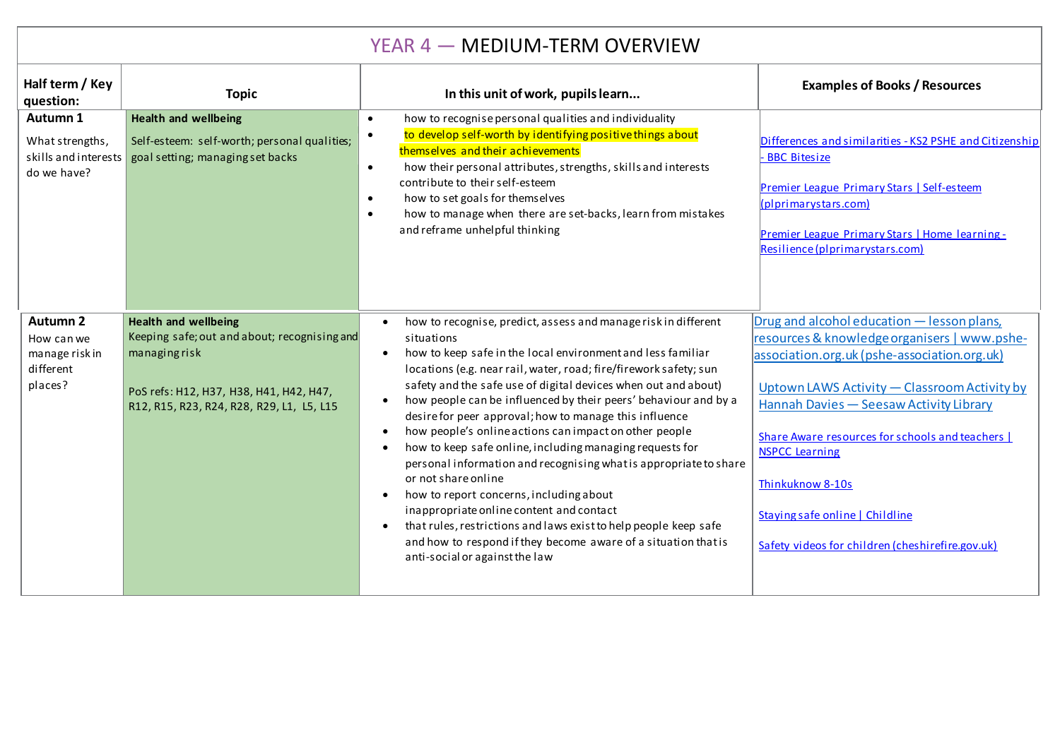# YEAR 4 — MEDIUM-TERM OVERVIEW

| Half term / Key question: | Topic | In this unit of work, pupils learn... | Examples of Books / Resources |
|---|---|---|---|
| **Autumn 1**<br>What strengths, skills and interests do we have? | **Health and wellbeing**<br>Self-esteem: self-worth; personal qualities; goal setting; managing set backs | • how to recognise personal qualities and individuality<br>• to develop self-worth by identifying positive things about themselves and their achievements<br>• how their personal attributes, strengths, skills and interests contribute to their self-esteem<br>• how to set goals for themselves<br>• how to manage when there are set-backs, learn from mistakes and reframe unhelpful thinking | Differences and similarities - KS2 PSHE and Citizenship - BBC Bitesize<br><br>Premier League Primary Stars \| Self-esteem (plprimarystars.com)<br><br>Premier League Primary Stars \| Home learning - Resilience (plprimarystars.com) |
| **Autumn 2**<br>How can we manage risk in different places? | **Health and wellbeing**<br>Keeping safe; out and about; recognising and managing risk<br><br>PoS refs: H12, H37, H38, H41, H42, H47, R12, R15, R23, R24, R28, R29, L1, L5, L15 | • how to recognise, predict, assess and manage risk in different situations<br>• how to keep safe in the local environment and less familiar locations (e.g. near rail, water, road; fire/firework safety; sun safety and the safe use of digital devices when out and about)<br>• how people can be influenced by their peers' behaviour and by a desire for peer approval; how to manage this influence<br>• how people's online actions can impact on other people<br>• how to keep safe online, including managing requests for personal information and recognising what is appropriate to share or not share online<br>• how to report concerns, including about inappropriate online content and contact<br>• that rules, restrictions and laws exist to help people keep safe and how to respond if they become aware of a situation that is anti-social or against the law | Drug and alcohol education — lesson plans, resources & knowledge organisers \| www.pshe-association.org.uk (pshe-association.org.uk)<br><br>Uptown LAWS Activity — Classroom Activity by Hannah Davies — Seesaw Activity Library<br><br>Share Aware resources for schools and teachers \| NSPCC Learning<br><br>Thinkuknow 8-10s<br><br>Staying safe online \| Childline<br><br>Safety videos for children (cheshirefire.gov.uk) |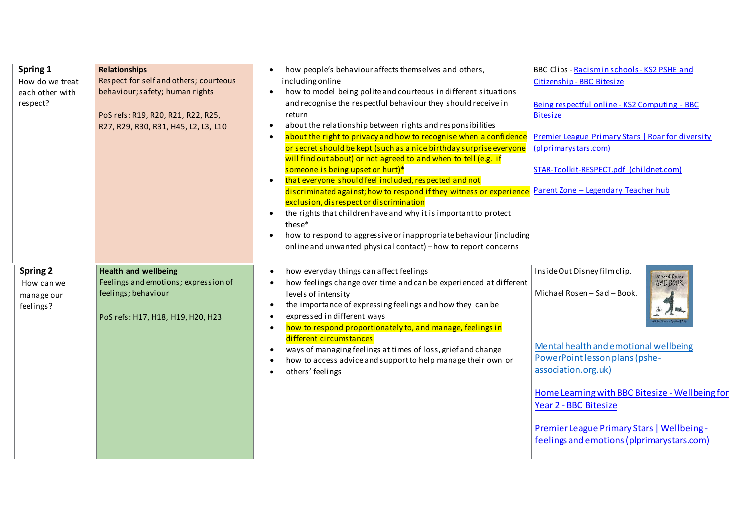| | | | |
|---|---|---|---|
| **Spring 1**<br>How do we treat each other with respect? | **Relationships**<br>Respect for self and others; courteous behaviour; safety; human rights<br><br>PoS refs: R19, R20, R21, R22, R25, R27, R29, R30, R31, H45, L2, L3, L10 | • how people's behaviour affects themselves and others, including online<br>• how to model being polite and courteous in different situations and recognise the respectful behaviour they should receive in return<br>• about the relationship between rights and responsibilities<br>• about the right to privacy and how to recognise when a confidence or secret should be kept (such as a nice birthday surprise everyone will find out about) or not agreed to and when to tell (e.g. if someone is being upset or hurt)*<br>• that everyone should feel included, respected and not discriminated against; how to respond if they witness or experience exclusion, disrespect or discrimination<br>• the rights that children have and why it is important to protect these*<br>• how to respond to aggressive or inappropriate behaviour (including online and unwanted physical contact) – how to report concerns | BBC Clips - Racism in schools - KS2 PSHE and Citizenship - BBC Bitesize<br><br>Being respectful online - KS2 Computing - BBC Bitesize<br><br>Premier League Primary Stars \| Roar for diversity (plprimarystars.com)<br><br>STAR-Toolkit-RESPECT.pdf (childnet.com)<br><br>Parent Zone – Legendary Teacher hub |
| **Spring 2**<br>How can we manage our feelings? | **Health and wellbeing**<br>Feelings and emotions; expression of feelings; behaviour<br><br>PoS refs: H17, H18, H19, H20, H23 | • how everyday things can affect feelings<br>• how feelings change over time and can be experienced at different levels of intensity<br>• the importance of expressing feelings and how they can be<br>• expressed in different ways<br>• how to respond proportionately to, and manage, feelings in different circumstances<br>• ways of managing feelings at times of loss, grief and change<br>• how to access advice and support to help manage their own or<br>• others' feelings | Inside Out Disney film clip.<br><br>Michael Rosen – Sad – Book.<br><br>Mental health and emotional wellbeing PowerPoint lesson plans (pshe-association.org.uk)<br><br>Home Learning with BBC Bitesize - Wellbeing for Year 2 - BBC Bitesize<br><br>Premier League Primary Stars \| Wellbeing - feelings and emotions (plprimarystars.com) |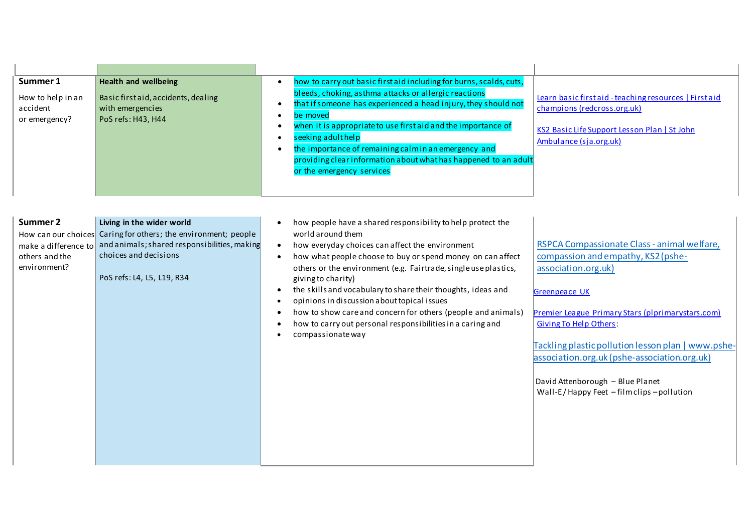| | | | |
|---|---|---|---|
| **Summer 1**<br><br>How to help in an accident or emergency? | **Health and wellbeing**<br><br>Basic first aid, accidents, dealing with emergencies<br>PoS refs: H43, H44 | • how to carry out basic first aid including for burns, scalds, cuts, bleeds, choking, asthma attacks or allergic reactions<br>• that if someone has experienced a head injury, they should not<br>• be moved<br>• when it is appropriate to use first aid and the importance of<br>• seeking adult help<br>• the importance of remaining calm in an emergency and providing clear information about what has happened to an adult or the emergency services | Learn basic first aid - teaching resources \| First aid champions (redcross.org.uk)<br><br>KS2 Basic Life Support Lesson Plan \| St John Ambulance (sja.org.uk) |
| **Summer 2**<br>How can our choices make a difference to others and the environment? | **Living in the wider world**<br>Caring for others; the environment; people and animals; shared responsibilities, making choices and decisions<br><br>PoS refs: L4, L5, L19, R34 | • how people have a shared responsibility to help protect the world around them<br>• how everyday choices can affect the environment<br>• how what people choose to buy or spend money on can affect others or the environment (e.g. Fairtrade, single use plastics, giving to charity)<br>• the skills and vocabulary to share their thoughts, ideas and<br>• opinions in discussion about topical issues<br>• how to show care and concern for others (people and animals)<br>• how to carry out personal responsibilities in a caring and<br>• compassionate way | RSPCA Compassionate Class - animal welfare, compassion and empathy, KS2 (pshe-association.org.uk)<br><br>Greenpeace UK<br><br>Premier League Primary Stars (plprimarystars.com) Giving To Help Others:<br><br>Tackling plastic pollution lesson plan \| www.pshe-association.org.uk (pshe-association.org.uk)<br><br>David Attenborough – Blue Planet<br>Wall-E / Happy Feet – film clips – pollution |